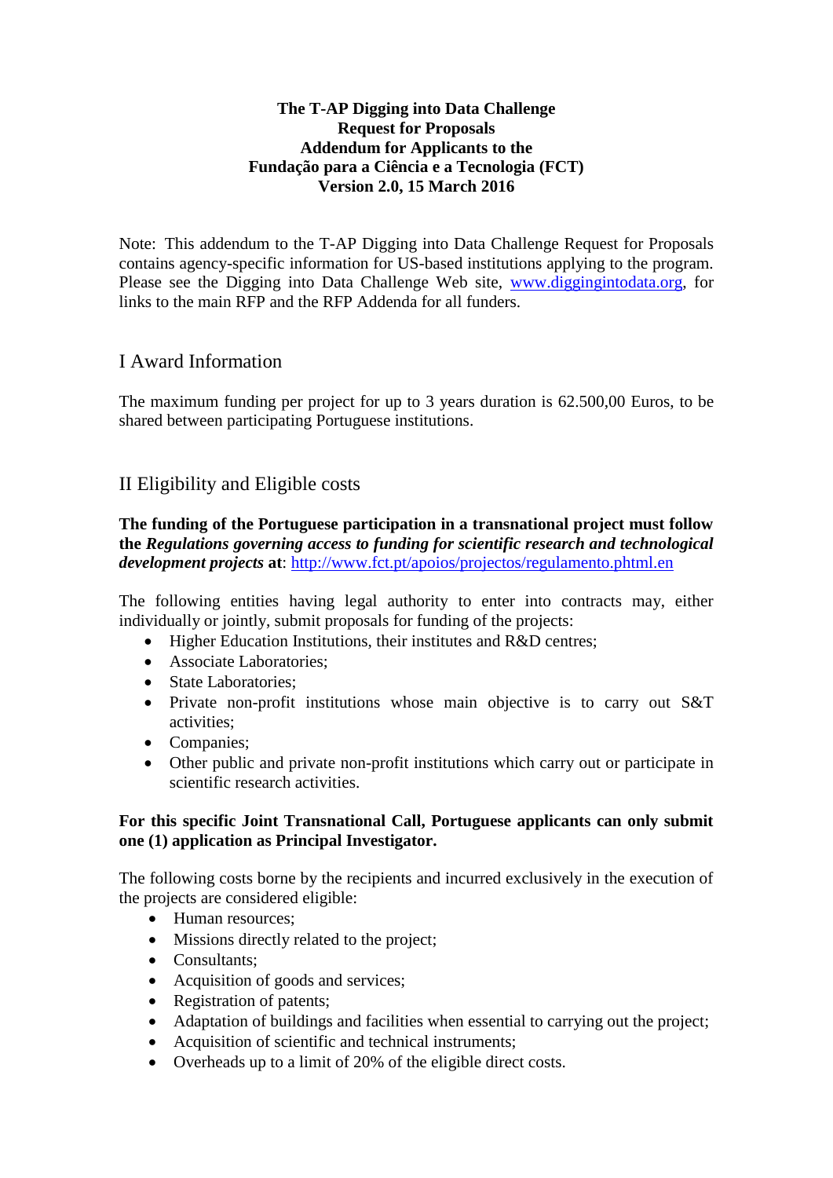**The T-AP Digging into Data Challenge**
**Request for Proposals**
**Addendum for Applicants to the**
**Fundação para a Ciência e a Tecnologia (FCT)**
**Version 2.0, 15 March 2016**

Note: This addendum to the T-AP Digging into Data Challenge Request for Proposals contains agency-specific information for US-based institutions applying to the program. Please see the Digging into Data Challenge Web site, [www.diggingintodata.org](http://www.diggingintodata.org), for links to the main RFP and the RFP Addenda for all funders.

## I Award Information

The maximum funding per project for up to 3 years duration is 62.500,00 Euros, to be shared between participating Portuguese institutions.

## II Eligibility and Eligible costs

**The funding of the Portuguese participation in a transnational project must follow the *Regulations governing access to funding for scientific research and technological development projects* at**: [http://www.fct.pt/apoios/projectos/regulamento.phtml.en](http://www.fct.pt/apoios/projectos/regulamento.phtml.en)

The following entities having legal authority to enter into contracts may, either individually or jointly, submit proposals for funding of the projects:

- Higher Education Institutions, their institutes and R&D centres;
- Associate Laboratories;
- State Laboratories;
- Private non-profit institutions whose main objective is to carry out S&T activities;
- Companies;
- Other public and private non-profit institutions which carry out or participate in scientific research activities.

**For this specific Joint Transnational Call, Portuguese applicants can only submit one (1) application as Principal Investigator.**

The following costs borne by the recipients and incurred exclusively in the execution of the projects are considered eligible:

- Human resources;
- Missions directly related to the project;
- Consultants;
- Acquisition of goods and services;
- Registration of patents;
- Adaptation of buildings and facilities when essential to carrying out the project;
- Acquisition of scientific and technical instruments;
- Overheads up to a limit of 20% of the eligible direct costs.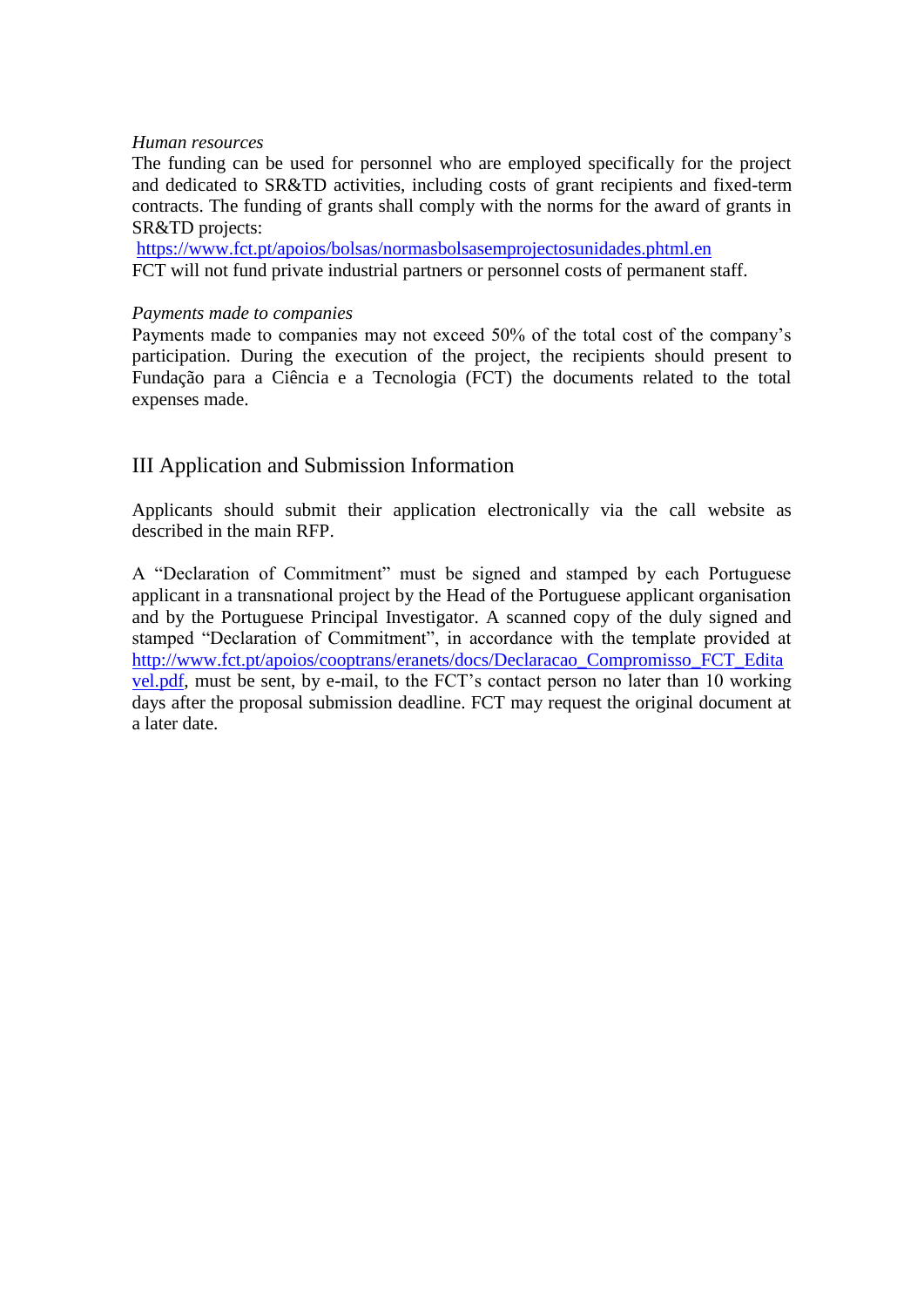*Human resources*

The funding can be used for personnel who are employed specifically for the project and dedicated to SR&TD activities, including costs of grant recipients and fixed-term contracts. The funding of grants shall comply with the norms for the award of grants in SR&TD projects:
https://www.fct.pt/apoios/bolsas/normasbolsasemprojectosunidades.phtml.en
FCT will not fund private industrial partners or personnel costs of permanent staff.

*Payments made to companies*

Payments made to companies may not exceed 50% of the total cost of the company's participation. During the execution of the project, the recipients should present to Fundação para a Ciência e a Tecnologia (FCT) the documents related to the total expenses made.

## III Application and Submission Information

Applicants should submit their application electronically via the call website as described in the main RFP.

A "Declaration of Commitment" must be signed and stamped by each Portuguese applicant in a transnational project by the Head of the Portuguese applicant organisation and by the Portuguese Principal Investigator. A scanned copy of the duly signed and stamped "Declaration of Commitment", in accordance with the template provided at http://www.fct.pt/apoios/cooptrans/eranets/docs/Declaracao_Compromisso_FCT_Editavel.pdf, must be sent, by e-mail, to the FCT's contact person no later than 10 working days after the proposal submission deadline. FCT may request the original document at a later date.